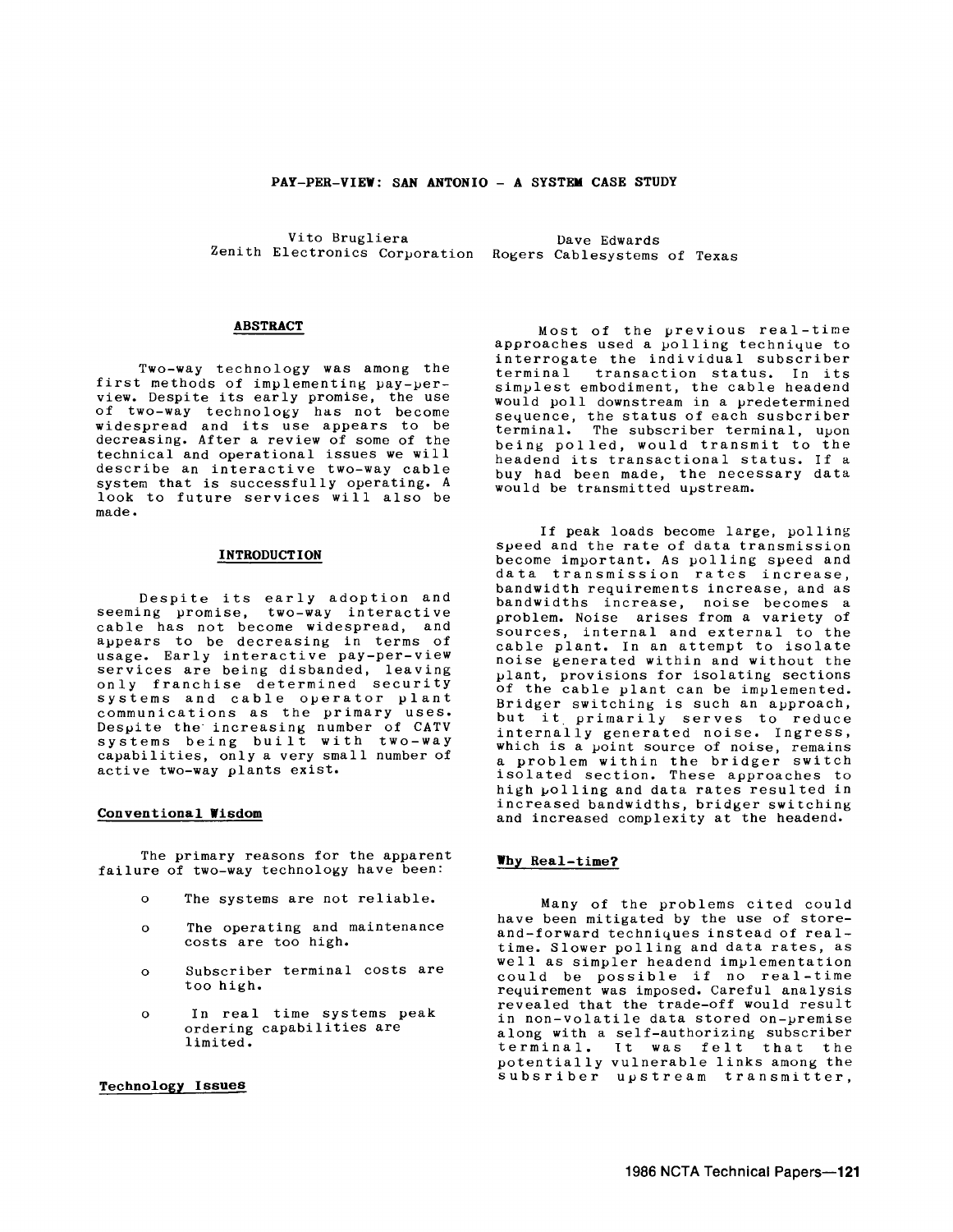# PAY-PER-VIEW: SAN ANTONIO - A SYSTEM CASE STUDY

Vito Brugliera
Zenith Electronics Corporation

Dave Edwards
Rogers Cablesystems of Texas

## ABSTRACT

Two-way technology was among the first methods of implementing pay-per-view. Despite its early promise, the use of two-way technology has not become widespread and its use appears to be decreasing. After a review of some of the technical and operational issues we will describe an interactive two-way cable system that is successfully operating. A look to future services will also be made.

## INTRODUCTION

Despite its early adoption and seeming promise, two-way interactive cable has not become widespread, and appears to be decreasing in terms of usage. Early interactive pay-per-view services are being disbanded, leaving only franchise determined security systems and cable operator plant communications as the primary uses. Despite the increasing number of CATV systems being built with two-way capabilities, only a very small number of active two-way plants exist.

### Conventional Wisdom

The primary reasons for the apparent failure of two-way technology have been:

- The systems are not reliable.
- The operating and maintenance costs are too high.
- Subscriber terminal costs are too high.
- In real time systems peak ordering capabilities are limited.

### Technology Issues

Most of the previous real-time approaches used a polling technique to interrogate the individual subscriber terminal transaction status. In its simplest embodiment, the cable headend would poll downstream in a predetermined sequence, the status of each susbcriber terminal. The subscriber terminal, upon being polled, would transmit to the headend its transactional status. If a buy had been made, the necessary data would be transmitted upstream.

If peak loads become large, polling speed and the rate of data transmission become important. As polling speed and data transmission rates increase, bandwidth requirements increase, and as bandwidths increase, noise becomes a problem. Noise arises from a variety of sources, internal and external to the cable plant. In an attempt to isolate noise generated within and without the plant, provisions for isolating sections of the cable plant can be implemented. Bridger switching is such an approach, but it primarily serves to reduce internally generated noise. Ingress, which is a point source of noise, remains a problem within the bridger switch isolated section. These approaches to high polling and data rates resulted in increased bandwidths, bridger switching and increased complexity at the headend.

### Why Real-time?

Many of the problems cited could have been mitigated by the use of store-and-forward techniques instead of real-time. Slower polling and data rates, as well as simpler headend implementation could be possible if no real-time requirement was imposed. Careful analysis revealed that the trade-off would result in non-volatile data stored on-premise along with a self-authorizing subscriber terminal. It was felt that the potentially vulnerable links among the subsriber upstream transmitter,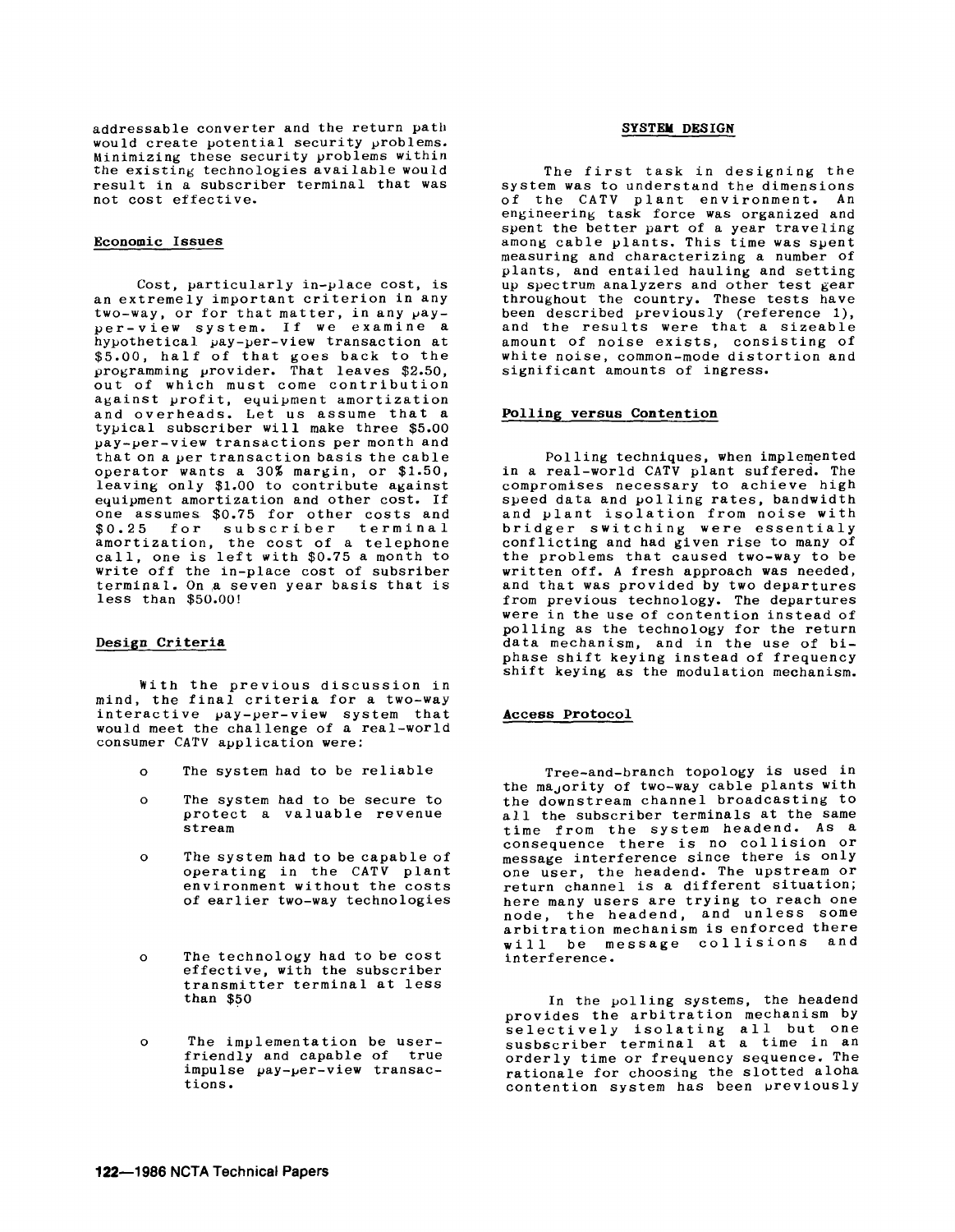addressable converter and the return path would create potential security problems. Minimizing these security problems within the existing technologies available would result in a subscriber terminal that was not cost effective.

## Economic Issues

Cost, particularly in-place cost, is an extremely important criterion in any two-way, or for that matter, in any pay-per-view system. If we examine a hypothetical pay-per-view transaction at $5.00, half of that goes back to the programming provider. That leaves $2.50, out of which must come contribution against profit, equipment amortization and overheads. Let us assume that a typical subscriber will make three $5.00 pay-per-view transactions per month and that on a per transaction basis the cable operator wants a 30% margin, or $1.50, leaving only $1.00 to contribute against equipment amortization and other cost. If one assumes $0.75 for other costs and $0.25 for subscriber terminal amortization, the cost of a telephone call, one is left with $0.75 a month to write off the in-place cost of subsriber terminal. On a seven year basis that is less than $50.00!

## Design Criteria

With the previous discussion in mind, the final criteria for a two-way interactive pay-per-view system that would meet the challenge of a real-world consumer CATV application were:

- The system had to be reliable
- The system had to be secure to protect a valuable revenue stream
- The system had to be capable of operating in the CATV plant environment without the costs of earlier two-way technologies
- The technology had to be cost effective, with the subscriber transmitter terminal at less than $50
- The implementation be user-friendly and capable of true impulse pay-per-view transactions.

## SYSTEM DESIGN

The first task in designing the system was to understand the dimensions of the CATV plant environment. An engineering task force was organized and spent the better part of a year traveling among cable plants. This time was spent measuring and characterizing a number of plants, and entailed hauling and setting up spectrum analyzers and other test gear throughout the country. These tests have been described previously (reference 1), and the results were that a sizeable amount of noise exists, consisting of white noise, common-mode distortion and significant amounts of ingress.

## Polling versus Contention

Polling techniques, when implemented in a real-world CATV plant suffered. The compromises necessary to achieve high speed data and polling rates, bandwidth and plant isolation from noise with bridger switching were essentialy conflicting and had given rise to many of the problems that caused two-way to be written off. A fresh approach was needed, and that was provided by two departures from previous technology. The departures were in the use of contention instead of polling as the technology for the return data mechanism, and in the use of bi-phase shift keying instead of frequency shift keying as the modulation mechanism.

## Access Protocol

Tree-and-branch topology is used in the majority of two-way cable plants with the downstream channel broadcasting to all the subscriber terminals at the same time from the system headend. As a consequence there is no collision or message interference since there is only one user, the headend. The upstream or return channel is a different situation; here many users are trying to reach one node, the headend, and unless some arbitration mechanism is enforced there will be message collisions and interference.

In the polling systems, the headend provides the arbitration mechanism by selectively isolating all but one susbscriber terminal at a time in an orderly time or frequency sequence. The rationale for choosing the slotted aloha contention system has been previously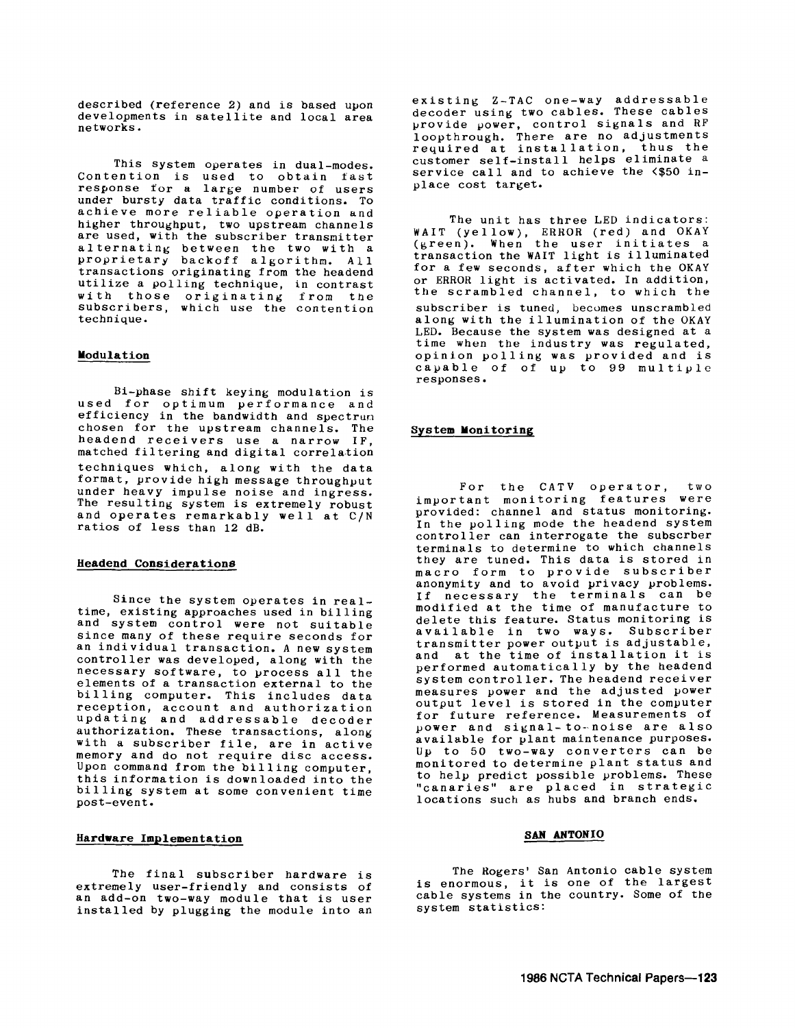described (reference 2) and is based upon developments in satellite and local area networks.

This system operates in dual-modes. Contention is used to obtain fast response for a large number of users under bursty data traffic conditions. To achieve more reliable operation and higher throughput, two upstream channels are used, with the subscriber transmitter alternating between the two with a proprietary backoff algorithm. All transactions originating from the headend utilize a polling technique, in contrast with those originating from the subscribers, which use the contention technique.

## Modulation

Bi-phase shift keying modulation is used for optimum performance and efficiency in the bandwidth and spectrum chosen for the upstream channels. The headend receivers use a narrow IF, matched filtering and digital correlation techniques which, along with the data format, provide high message throughput under heavy impulse noise and ingress. The resulting system is extremely robust and operates remarkably well at C/N ratios of less than 12 dB.

## Headend Considerations

Since the system operates in real-time, existing approaches used in billing and system control were not suitable since many of these require seconds for an individual transaction. A new system controller was developed, along with the necessary software, to process all the elements of a transaction external to the billing computer. This includes data reception, account and authorization updating and addressable decoder authorization. These transactions, along with a subscriber file, are in active memory and do not require disc access. Upon command from the billing computer, this information is downloaded into the billing system at some convenient time post-event.

## Hardware Implementation

The final subscriber hardware is extremely user-friendly and consists of an add-on two-way module that is user installed by plugging the module into an existing Z-TAC one-way addressable decoder using two cables. These cables provide power, control signals and RF loopthrough. There are no adjustments required at installation, thus the customer self-install helps eliminate a service call and to achieve the <$50 in-place cost target.

The unit has three LED indicators: WAIT (yellow), ERROR (red) and OKAY (green). When the user initiates a transaction the WAIT light is illuminated for a few seconds, after which the OKAY or ERROR light is activated. In addition, the scrambled channel, to which the subscriber is tuned, becomes unscrambled along with the illumination of the OKAY LED. Because the system was designed at a time when the industry was regulated, opinion polling was provided and is capable of of up to 99 multiple responses.

## System Monitoring

For the CATV operator, two important monitoring features were provided: channel and status monitoring. In the polling mode the headend system controller can interrogate the subscrber terminals to determine to which channels they are tuned. This data is stored in macro form to provide subscriber anonymity and to avoid privacy problems. If necessary the terminals can be modified at the time of manufacture to delete this feature. Status monitoring is available in two ways. Subscriber transmitter power output is adjustable, and at the time of installation it is performed automatically by the headend system controller. The headend receiver measures power and the adjusted power output level is stored in the computer for future reference. Measurements of power and signal-to-noise are also available for plant maintenance purposes. Up to 50 two-way converters can be monitored to determine plant status and to help predict possible problems. These "canaries" are placed in strategic locations such as hubs and branch ends.

## SAN ANTONIO

The Rogers' San Antonio cable system is enormous, it is one of the largest cable systems in the country. Some of the system statistics: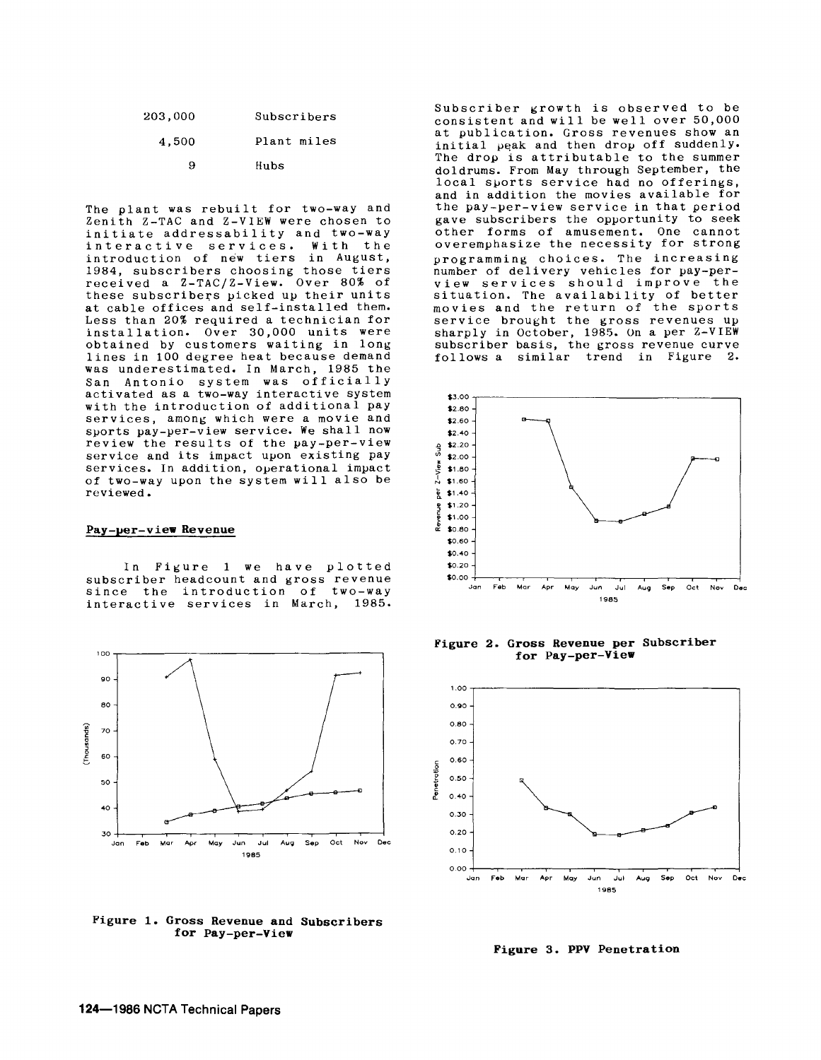| | |
|---|---|
| 203,000 | Subscribers |
| 4,500 | Plant miles |
| 9 | Hubs |

The plant was rebuilt for two-way and Zenith Z-TAC and Z-VIEW were chosen to initiate addressability and two-way interactive services. With the introduction of new tiers in August, 1984, subscribers choosing those tiers received a Z-TAC/Z-View. Over 80% of these subscribers picked up their units at cable offices and self-installed them. Less than 20% required a technician for installation. Over 30,000 units were obtained by customers waiting in long lines in 100 degree heat because demand was underestimated. In March, 1985 the San Antonio system was officially activated as a two-way interactive system with the introduction of additional pay services, among which were a movie and sports pay-per-view service. We shall now review the results of the pay-per-view service and its impact upon existing pay services. In addition, operational impact of two-way upon the system will also be reviewed.

## Pay-per-view Revenue

In Figure 1 we have plotted subscriber headcount and gross revenue since the introduction of two-way interactive services in March, 1985.

Figure 1. Gross Revenue and Subscribers for Pay-per-View

Subscriber growth is observed to be consistent and will be well over 50,000 at publication. Gross revenues show an initial peak and then drop off suddenly. The drop is attributable to the summer doldrums. From May through September, the local sports service had no offerings, and in addition the movies available for the pay-per-view service in that period gave subscribers the opportunity to seek other forms of amusement. One cannot overemphasize the necessity for strong programming choices. The increasing number of delivery vehicles for pay-per-view services should improve the situation. The availability of better movies and the return of the sports service brought the gross revenues up sharply in October, 1985. On a per Z-VIEW subscriber basis, the gross revenue curve follows a similar trend in Figure 2.

Figure 2. Gross Revenue per Subscriber for Pay-per-View

Figure 3. PPV Penetration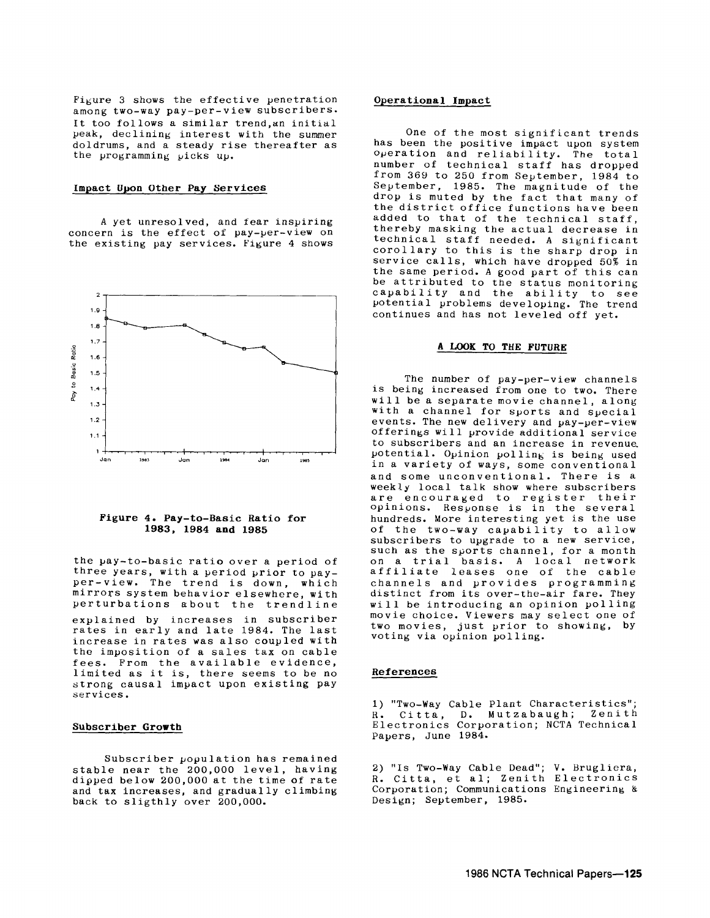Figure 3 shows the effective penetration among two-way pay-per-view subscribers. It too follows a similar trend,an initial peak, declining interest with the summer doldrums, and a steady rise thereafter as the programming picks up.

## Impact Upon Other Pay Services

A yet unresolved, and fear inspiring concern is the effect of pay-per-view on the existing pay services. Figure 4 shows the pay-to-basic ratio over a period of three years, with a period prior to pay-per-view. The trend is down, which mirrors system behavior elsewhere, with perturbations about the trendline explained by increases in subscriber rates in early and late 1984. The last increase in rates was also coupled with the imposition of a sales tax on cable fees. From the available evidence, limited as it is, there seems to be no strong causal impact upon existing pay services.

2
1.9
1.8
1.7
1.6
1.5
1.4
1.3
1.2
1.1
1
Pay to Basic Ratio
Jan 1983 Jan 1984 Jan 1985

**Figure 4. Pay-to-Basic Ratio for 1983, 1984 and 1985**

## Subscriber Growth

Subscriber population has remained stable near the 200,000 level, having dipped below 200,000 at the time of rate and tax increases, and gradually climbing back to sligthly over 200,000.

## Operational Impact

One of the most significant trends has been the positive impact upon system operation and reliability. The total number of technical staff has dropped from 369 to 250 from September, 1984 to September, 1985. The magnitude of the drop is muted by the fact that many of the district office functions have been added to that of the technical staff, thereby masking the actual decrease in technical staff needed. A significant corollary to this is the sharp drop in service calls, which have dropped 50% in the same period. A good part of this can be attributed to the status monitoring capability and the ability to see potential problems developing. The trend continues and has not leveled off yet.

## A LOOK TO THE FUTURE

The number of pay-per-view channels is being increased from one to two. There will be a separate movie channel, along with a channel for sports and special events. The new delivery and pay-per-view offerings will provide additional service to subscribers and an increase in revenue potential. Opinion polling is being used in a variety of ways, some conventional and some unconventional. There is a weekly local talk show where subscribers are encouraged to register their opinions. Response is in the several hundreds. More interesting yet is the use of the two-way capability to allow subscribers to upgrade to a new service, such as the sports channel, for a month on a trial basis. A local network affiliate leases one of the cable channels and provides programming distinct from its over-the-air fare. They will be introducing an opinion polling movie choice. Viewers may select one of two movies, just prior to showing, by voting via opinion polling.

## References

1) "Two-Way Cable Plant Characteristics"; R. Citta, D. Mutzabaugh; Zenith Electronics Corporation; NCTA Technical Papers, June 1984.

2) "Is Two-Way Cable Dead"; V. Brugliera, R. Citta, et al; Zenith Electronics Corporation; Communications Engineering & Design; September, 1985.